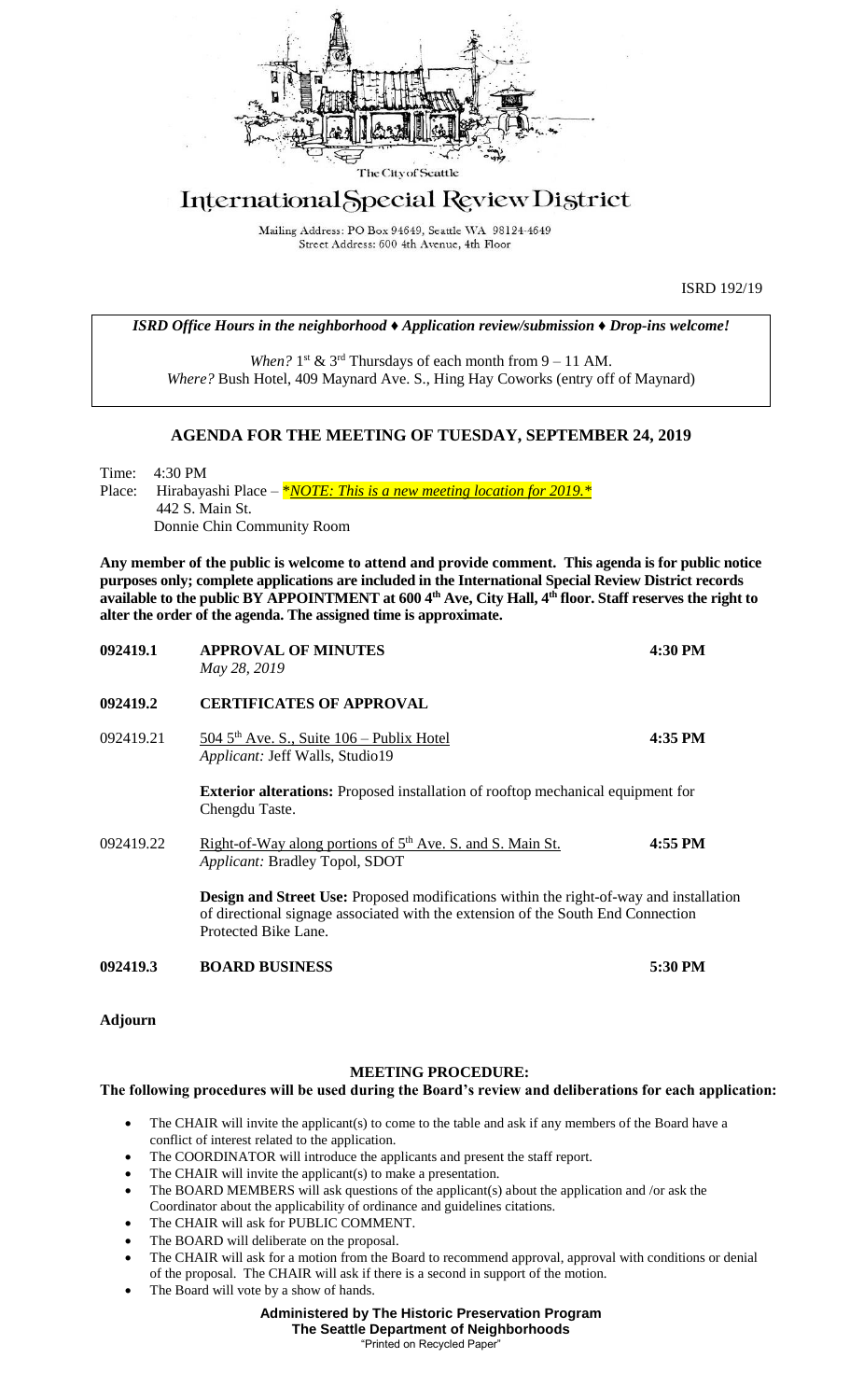The City of Seattle

# International Special Review District

Mailing Address: PO Box 94649, Seattle WA 98124-4649
Street Address: 600 4th Avenue, 4th Floor

ISRD 192/19

*ISRD Office Hours in the neighborhood ♦ Application review/submission ♦ Drop-ins welcome!*

*When?* 1st & 3rd Thursdays of each month from 9 – 11 AM.
*Where?* Bush Hotel, 409 Maynard Ave. S., Hing Hay Coworks (entry off of Maynard)

## AGENDA FOR THE MEETING OF TUESDAY, SEPTEMBER 24, 2019

Time: 4:30 PM
Place: Hirabayashi Place – *\*NOTE: This is a new meeting location for 2019.\**
442 S. Main St.
Donnie Chin Community Room

**Any member of the public is welcome to attend and provide comment. This agenda is for public notice purposes only; complete applications are included in the International Special Review District records available to the public BY APPOINTMENT at 600 4th Ave, City Hall, 4th floor. Staff reserves the right to alter the order of the agenda. The assigned time is approximate.**

**092419.1 APPROVAL OF MINUTES** **4:30 PM**
*May 28, 2019*

**092419.2 CERTIFICATES OF APPROVAL**

092419.21 504 5th Ave. S., Suite 106 – Publix Hotel **4:35 PM**
*Applicant:* Jeff Walls, Studio19

**Exterior alterations:** Proposed installation of rooftop mechanical equipment for Chengdu Taste.

092419.22 Right-of-Way along portions of 5th Ave. S. and S. Main St. **4:55 PM**
*Applicant:* Bradley Topol, SDOT

**Design and Street Use:** Proposed modifications within the right-of-way and installation of directional signage associated with the extension of the South End Connection Protected Bike Lane.

**092419.3 BOARD BUSINESS** **5:30 PM**

**Adjourn**

### MEETING PROCEDURE:

**The following procedures will be used during the Board's review and deliberations for each application:**

- The CHAIR will invite the applicant(s) to come to the table and ask if any members of the Board have a conflict of interest related to the application.
- The COORDINATOR will introduce the applicants and present the staff report.
- The CHAIR will invite the applicant(s) to make a presentation.
- The BOARD MEMBERS will ask questions of the applicant(s) about the application and /or ask the Coordinator about the applicability of ordinance and guidelines citations.
- The CHAIR will ask for PUBLIC COMMENT.
- The BOARD will deliberate on the proposal.
- The CHAIR will ask for a motion from the Board to recommend approval, approval with conditions or denial of the proposal. The CHAIR will ask if there is a second in support of the motion.
- The Board will vote by a show of hands.

**Administered by The Historic Preservation Program**
**The Seattle Department of Neighborhoods**
"Printed on Recycled Paper"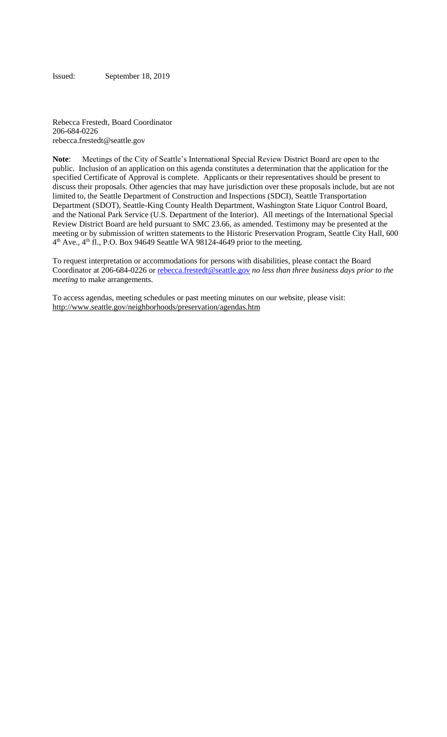Issued: September 18, 2019

Rebecca Frestedt, Board Coordinator
206-684-0226
rebecca.frestedt@seattle.gov

**Note**: Meetings of the City of Seattle's International Special Review District Board are open to the public. Inclusion of an application on this agenda constitutes a determination that the application for the specified Certificate of Approval is complete. Applicants or their representatives should be present to discuss their proposals. Other agencies that may have jurisdiction over these proposals include, but are not limited to, the Seattle Department of Construction and Inspections (SDCI), Seattle Transportation Department (SDOT), Seattle-King County Health Department, Washington State Liquor Control Board, and the National Park Service (U.S. Department of the Interior). All meetings of the International Special Review District Board are held pursuant to SMC 23.66, as amended. Testimony may be presented at the meeting or by submission of written statements to the Historic Preservation Program, Seattle City Hall, 600 4th Ave., 4th fl., P.O. Box 94649 Seattle WA 98124-4649 prior to the meeting.

To request interpretation or accommodations for persons with disabilities, please contact the Board Coordinator at 206-684-0226 or rebecca.frestedt@seattle.gov *no less than three business days prior to the meeting* to make arrangements.

To access agendas, meeting schedules or past meeting minutes on our website, please visit: http://www.seattle.gov/neighborhoods/preservation/agendas.htm